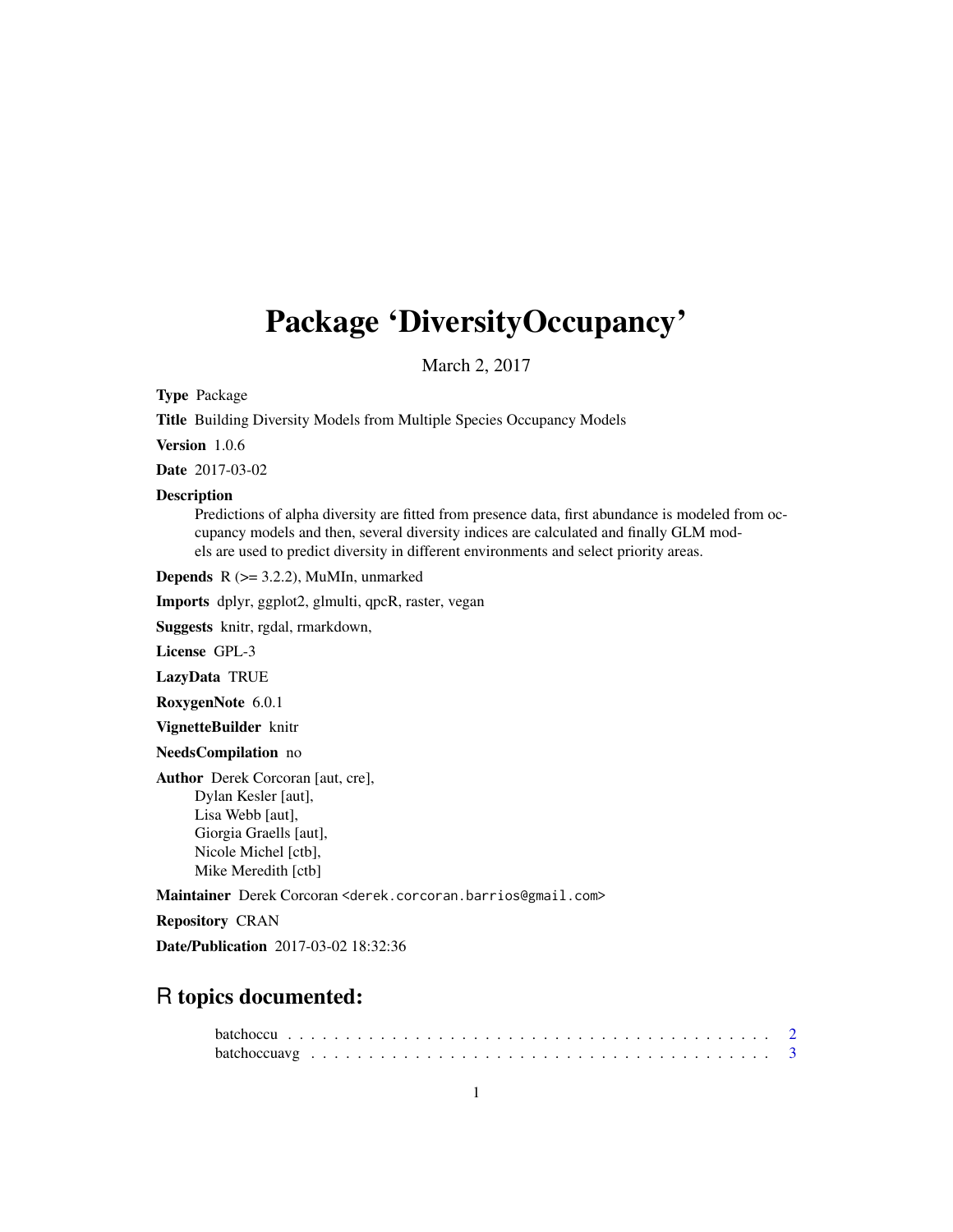# Package 'DiversityOccupancy'

March 2, 2017

**Type** Package

**Title** Building Diversity Models from Multiple Species Occupancy Models

**Version** 1.0.6

**Date** 2017-03-02

**Description**
Predictions of alpha diversity are fitted from presence data, first abundance is modeled from occupancy models and then, several diversity indices are calculated and finally GLM models are used to predict diversity in different environments and select priority areas.

**Depends** R (>= 3.2.2), MuMIn, unmarked

**Imports** dplyr, ggplot2, glmulti, qpcR, raster, vegan

**Suggests** knitr, rgdal, rmarkdown,

**License** GPL-3

**LazyData** TRUE

**RoxygenNote** 6.0.1

**VignetteBuilder** knitr

**NeedsCompilation** no

**Author** Derek Corcoran [aut, cre],
Dylan Kesler [aut],
Lisa Webb [aut],
Giorgia Graells [aut],
Nicole Michel [ctb],
Mike Meredith [ctb]

**Maintainer** Derek Corcoran <derek.corcoran.barrios@gmail.com>

**Repository** CRAN

**Date/Publication** 2017-03-02 18:32:36

## R topics documented:

batchoccu . . . . . . . . . . . . . . . . . . . . . . . . . . . . . . . . . . . . . . . . . . 2
batchoccuavg . . . . . . . . . . . . . . . . . . . . . . . . . . . . . . . . . . . . . . . . 3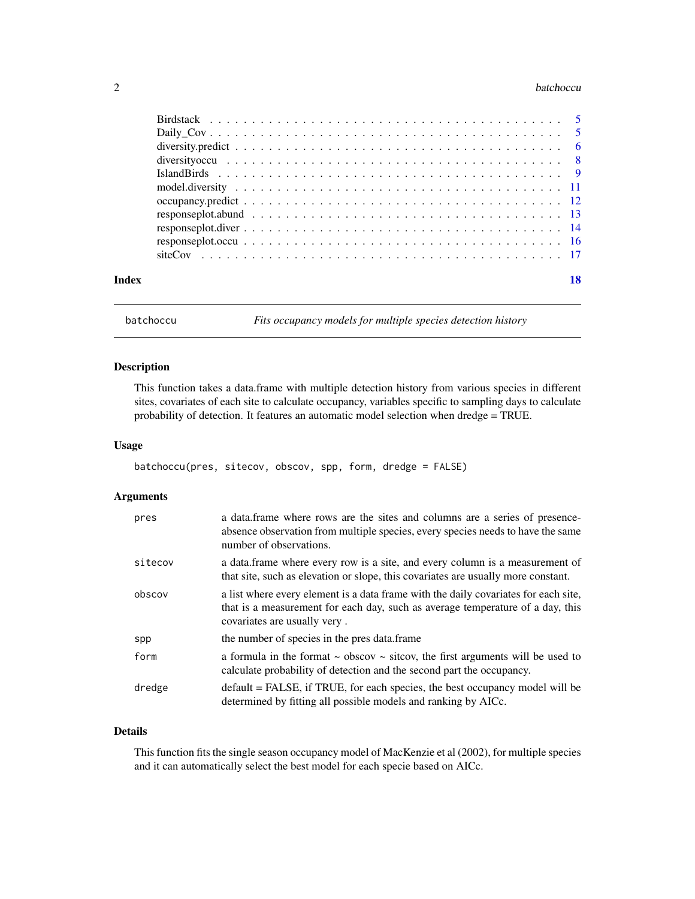| | |
|---|---|
| Birdstack | 5 |
| Daily_Cov | 5 |
| diversity.predict | 6 |
| diversityoccu | 8 |
| IslandBirds | 9 |
| model.diversity | 11 |
| occupancy.predict | 12 |
| responseplot.abund | 13 |
| responseplot.diver | 14 |
| responseplot.occu | 16 |
| siteCov | 17 |

**Index** **18**

---

`batchoccu` *Fits occupancy models for multiple species detection history*

---

## Description

This function takes a data.frame with multiple detection history from various species in different sites, covariates of each site to calculate occupancy, variables specific to sampling days to calculate probability of detection. It features an automatic model selection when dredge = TRUE.

## Usage

```
batchoccu(pres, sitecov, obscov, spp, form, dredge = FALSE)
```

## Arguments

| | |
|---|---|
| `pres` | a data.frame where rows are the sites and columns are a series of presence-absence observation from multiple species, every species needs to have the same number of observations. |
| `sitecov` | a data.frame where every row is a site, and every column is a measurement of that site, such as elevation or slope, this covariates are usually more constant. |
| `obscov` | a list where every element is a data frame with the daily covariates for each site, that is a measurement for each day, such as average temperature of a day, this covariates are usually very . |
| `spp` | the number of species in the pres data.frame |
| `form` | a formula in the format ~ obscov ~ sitcov, the first arguments will be used to calculate probability of detection and the second part the occupancy. |
| `dredge` | default = FALSE, if TRUE, for each species, the best occupancy model will be determined by fitting all possible models and ranking by AICc. |

## Details

This function fits the single season occupancy model of MacKenzie et al (2002), for multiple species and it can automatically select the best model for each specie based on AICc.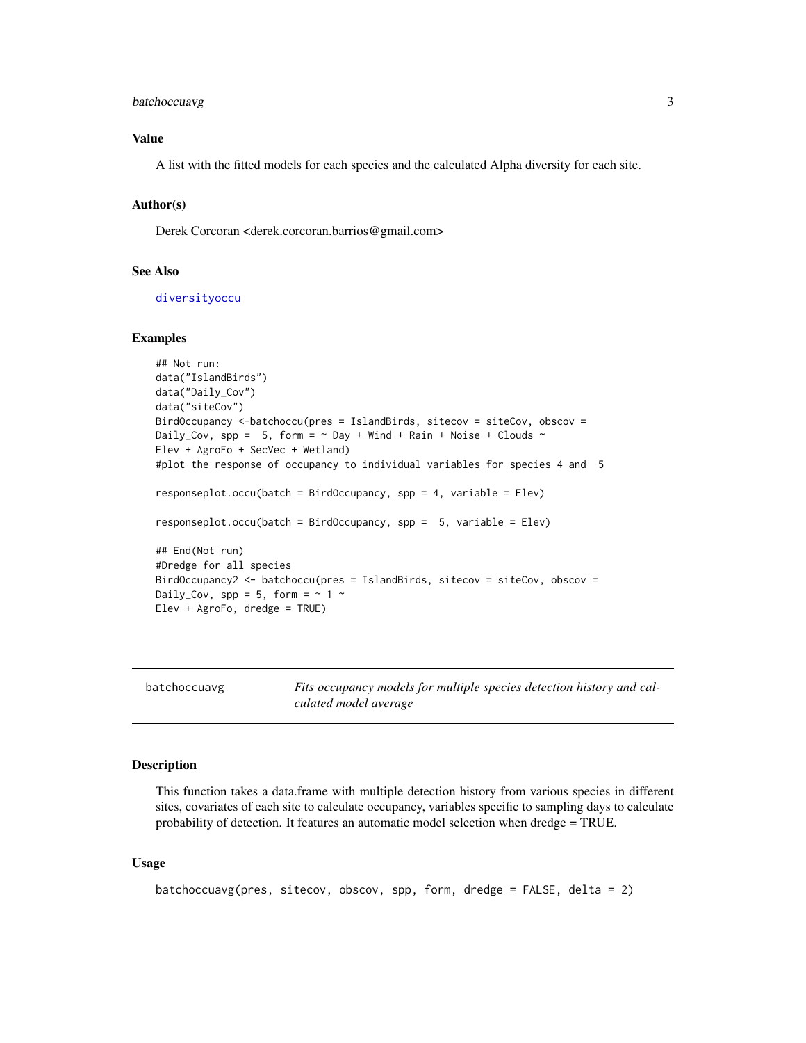## Value

A list with the fitted models for each species and the calculated Alpha diversity for each site.

## Author(s)

Derek Corcoran <derek.corcoran.barrios@gmail.com>

## See Also

diversityoccu

## Examples

```
## Not run:
data("IslandBirds")
data("Daily_Cov")
data("siteCov")
BirdOccupancy <-batchoccu(pres = IslandBirds, sitecov = siteCov, obscov =
Daily_Cov, spp =  5, form = ~ Day + Wind + Rain + Noise + Clouds ~
Elev + AgroFo + SecVec + Wetland)
#plot the response of occupancy to individual variables for species 4 and  5

responseplot.occu(batch = BirdOccupancy, spp = 4, variable = Elev)

responseplot.occu(batch = BirdOccupancy, spp =  5, variable = Elev)

## End(Not run)
#Dredge for all species
BirdOccupancy2 <- batchoccu(pres = IslandBirds, sitecov = siteCov, obscov =
Daily_Cov, spp = 5, form = ~ 1 ~
Elev + AgroFo, dredge = TRUE)
```

---

# batchoccuavg — *Fits occupancy models for multiple species detection history and calculated model average*

## Description

This function takes a data.frame with multiple detection history from various species in different sites, covariates of each site to calculate occupancy, variables specific to sampling days to calculate probability of detection. It features an automatic model selection when dredge = TRUE.

## Usage

```
batchoccuavg(pres, sitecov, obscov, spp, form, dredge = FALSE, delta = 2)
```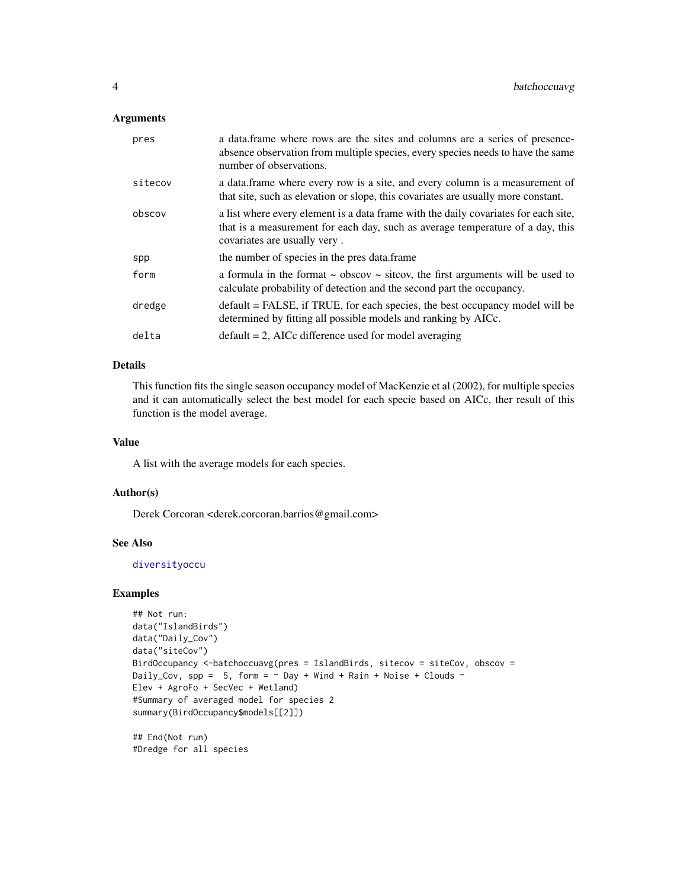### Arguments

| | |
|---|---|
| pres | a data.frame where rows are the sites and columns are a series of presence-absence observation from multiple species, every species needs to have the same number of observations. |
| sitecov | a data.frame where every row is a site, and every column is a measurement of that site, such as elevation or slope, this covariates are usually more constant. |
| obscov | a list where every element is a data frame with the daily covariates for each site, that is a measurement for each day, such as average temperature of a day, this covariates are usually very . |
| spp | the number of species in the pres data.frame |
| form | a formula in the format ~ obscov ~ sitcov, the first arguments will be used to calculate probability of detection and the second part the occupancy. |
| dredge | default = FALSE, if TRUE, for each species, the best occupancy model will be determined by fitting all possible models and ranking by AICc. |
| delta | default = 2, AICc difference used for model averaging |

### Details

This function fits the single season occupancy model of MacKenzie et al (2002), for multiple species and it can automatically select the best model for each specie based on AICc, ther result of this function is the model average.

### Value

A list with the average models for each species.

### Author(s)

Derek Corcoran <derek.corcoran.barrios@gmail.com>

### See Also

diversityoccu

### Examples

```
## Not run:
data("IslandBirds")
data("Daily_Cov")
data("siteCov")
BirdOccupancy <-batchoccuavg(pres = IslandBirds, sitecov = siteCov, obscov =
Daily_Cov, spp =  5, form = ~ Day + Wind + Rain + Noise + Clouds ~
Elev + AgroFo + SecVec + Wetland)
#Summary of averaged model for species 2
summary(BirdOccupancy$models[[2]])

## End(Not run)
#Dredge for all species
```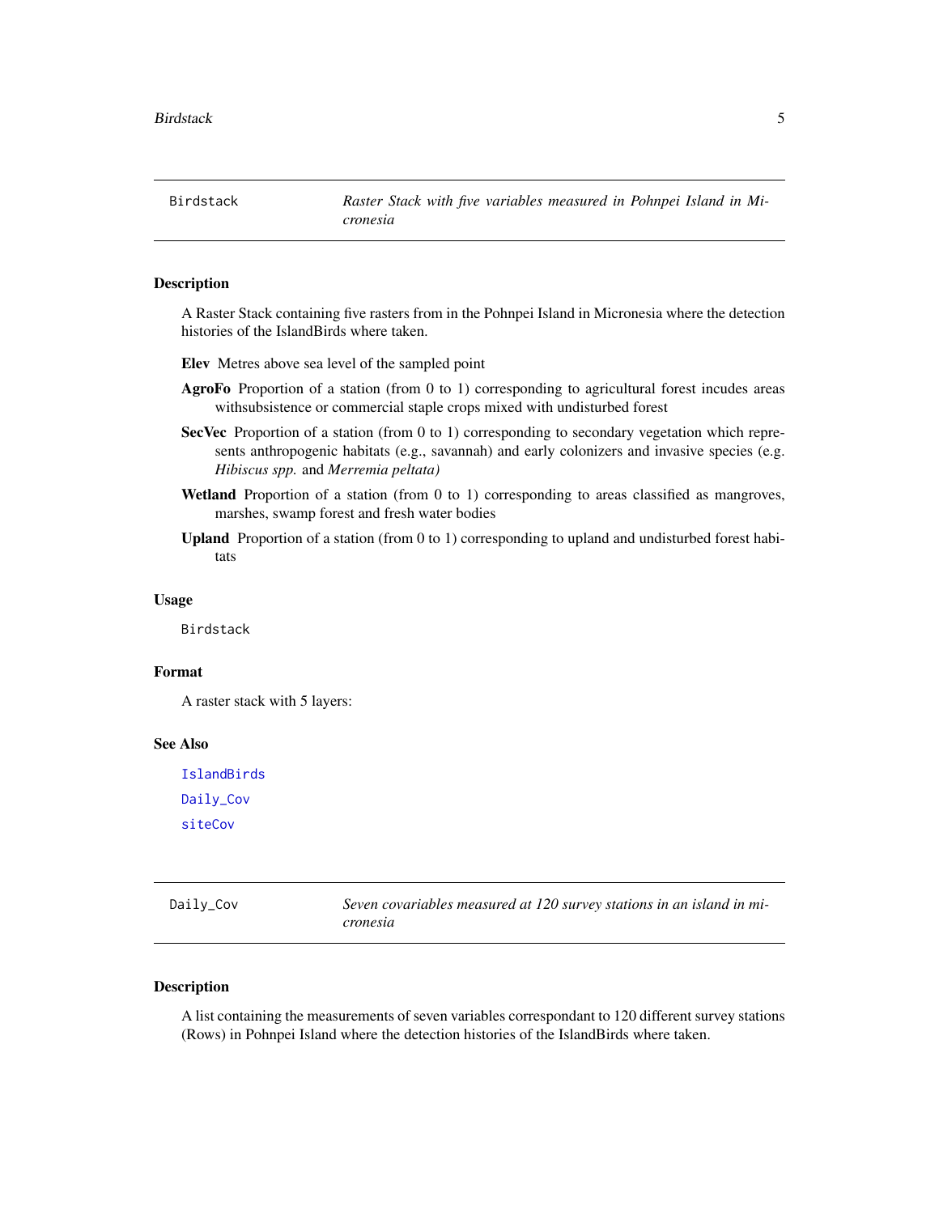## Birdstack

*Raster Stack with five variables measured in Pohnpei Island in Micronesia*

### Description

A Raster Stack containing five rasters from in the Pohnpei Island in Micronesia where the detection histories of the IslandBirds where taken.

**Elev** Metres above sea level of the sampled point

**AgroFo** Proportion of a station (from 0 to 1) corresponding to agricultural forest incudes areas withsubsistence or commercial staple crops mixed with undisturbed forest

**SecVec** Proportion of a station (from 0 to 1) corresponding to secondary vegetation which represents anthropogenic habitats (e.g., savannah) and early colonizers and invasive species (e.g. *Hibiscus spp.* and *Merremia peltata)*

**Wetland** Proportion of a station (from 0 to 1) corresponding to areas classified as mangroves, marshes, swamp forest and fresh water bodies

**Upland** Proportion of a station (from 0 to 1) corresponding to upland and undisturbed forest habitats

### Usage

```
Birdstack
```

### Format

A raster stack with 5 layers:

### See Also

IslandBirds

Daily_Cov

siteCov

## Daily_Cov

*Seven covariables measured at 120 survey stations in an island in micronesia*

### Description

A list containing the measurements of seven variables correspondant to 120 different survey stations (Rows) in Pohnpei Island where the detection histories of the IslandBirds where taken.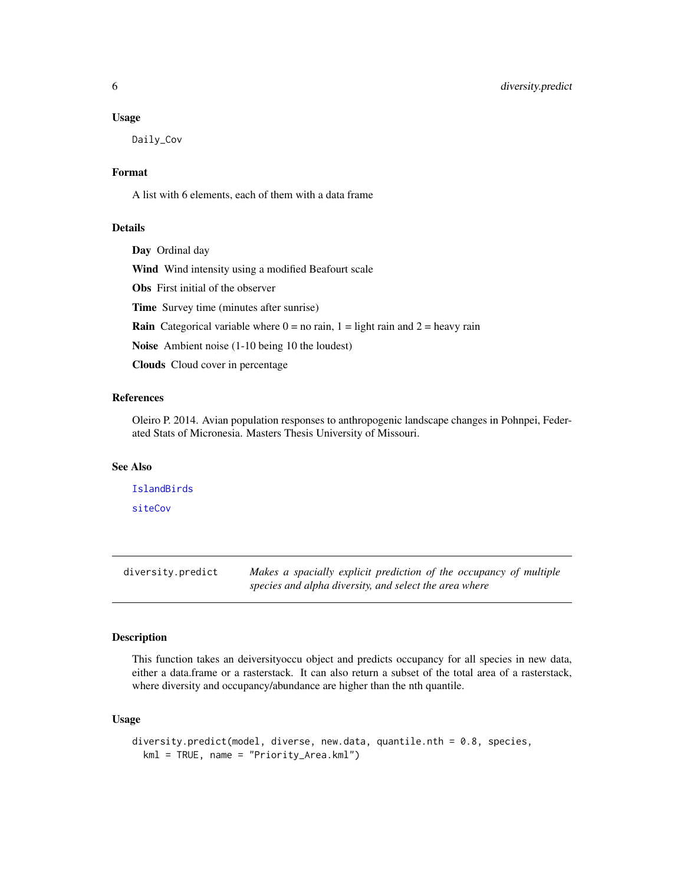### Usage

```
Daily_Cov
```

### Format

A list with 6 elements, each of them with a data frame

### Details

**Day** Ordinal day

**Wind** Wind intensity using a modified Beafourt scale

**Obs** First initial of the observer

**Time** Survey time (minutes after sunrise)

**Rain** Categorical variable where 0 = no rain, 1 = light rain and 2 = heavy rain

**Noise** Ambient noise (1-10 being 10 the loudest)

**Clouds** Cloud cover in percentage

### References

Oleiro P. 2014. Avian population responses to anthropogenic landscape changes in Pohnpei, Federated Stats of Micronesia. Masters Thesis University of Missouri.

### See Also

IslandBirds

siteCov

---

## diversity.predict — *Makes a spacially explicit prediction of the occupancy of multiple species and alpha diversity, and select the area where*

---

### Description

This function takes an deiversityoccu object and predicts occupancy for all species in new data, either a data.frame or a rasterstack. It can also return a subset of the total area of a rasterstack, where diversity and occupancy/abundance are higher than the nth quantile.

### Usage

```
diversity.predict(model, diverse, new.data, quantile.nth = 0.8, species,
  kml = TRUE, name = "Priority_Area.kml")
```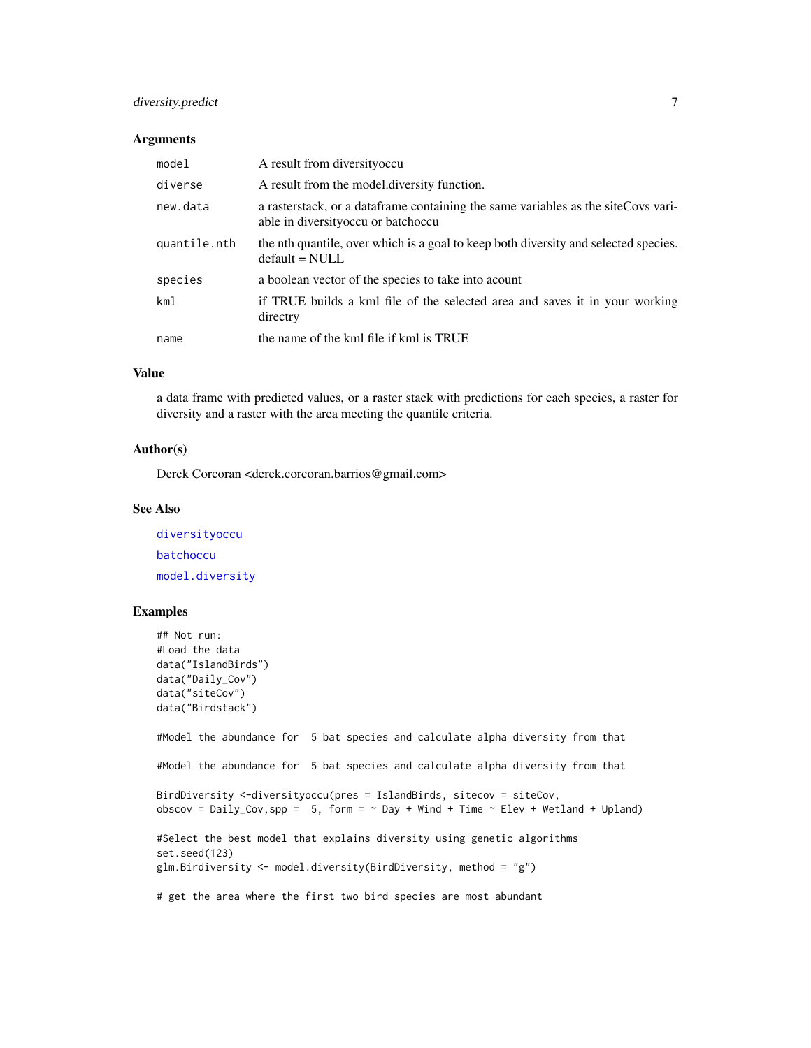### Arguments

| | |
|---|---|
| `model` | A result from diversityoccu |
| `diverse` | A result from the model.diversity function. |
| `new.data` | a rasterstack, or a dataframe containing the same variables as the siteCovs variable in diversityoccu or batchoccu |
| `quantile.nth` | the nth quantile, over which is a goal to keep both diversity and selected species. default = NULL |
| `species` | a boolean vector of the species to take into acount |
| `kml` | if TRUE builds a kml file of the selected area and saves it in your working directry |
| `name` | the name of the kml file if kml is TRUE |

### Value

a data frame with predicted values, or a raster stack with predictions for each species, a raster for diversity and a raster with the area meeting the quantile criteria.

### Author(s)

Derek Corcoran <derek.corcoran.barrios@gmail.com>

### See Also

diversityoccu

batchoccu

model.diversity

### Examples

```
## Not run:
#Load the data
data("IslandBirds")
data("Daily_Cov")
data("siteCov")
data("Birdstack")

#Model the abundance for  5 bat species and calculate alpha diversity from that

#Model the abundance for  5 bat species and calculate alpha diversity from that

BirdDiversity <-diversityoccu(pres = IslandBirds, sitecov = siteCov,
obscov = Daily_Cov,spp =  5, form = ~ Day + Wind + Time ~ Elev + Wetland + Upland)

#Select the best model that explains diversity using genetic algorithms
set.seed(123)
glm.Birdiversity <- model.diversity(BirdDiversity, method = "g")

# get the area where the first two bird species are most abundant
```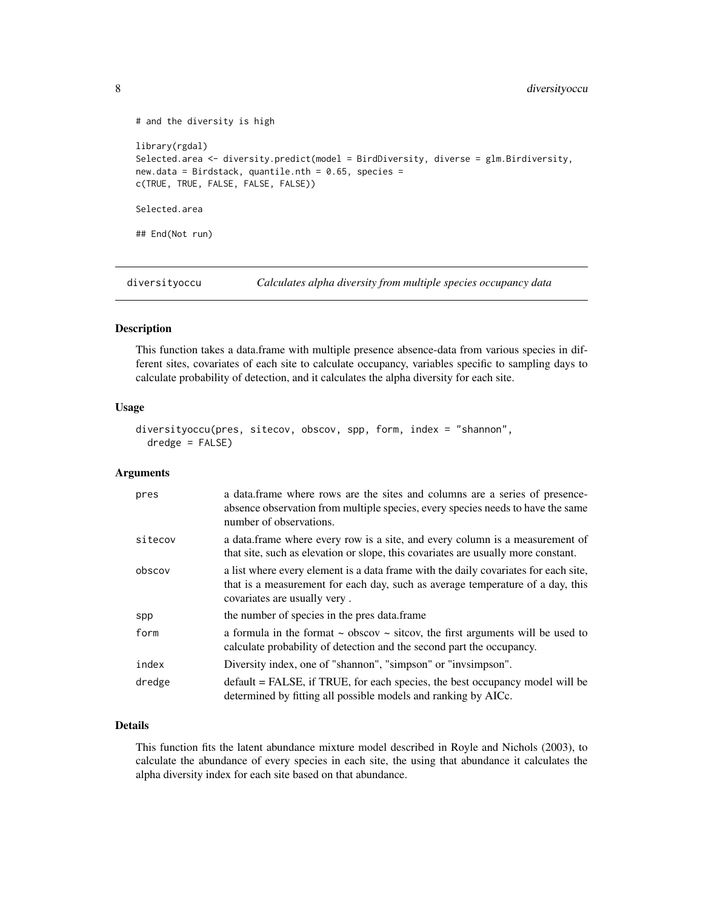```
# and the diversity is high

library(rgdal)
Selected.area <- diversity.predict(model = BirdDiversity, diverse = glm.Birdiversity,
new.data = Birdstack, quantile.nth = 0.65, species =
c(TRUE, TRUE, FALSE, FALSE, FALSE))

Selected.area

## End(Not run)
```

## diversityoccu — *Calculates alpha diversity from multiple species occupancy data*

### Description

This function takes a data.frame with multiple presence absence-data from various species in different sites, covariates of each site to calculate occupancy, variables specific to sampling days to calculate probability of detection, and it calculates the alpha diversity for each site.

### Usage

```
diversityoccu(pres, sitecov, obscov, spp, form, index = "shannon",
  dredge = FALSE)
```

### Arguments

| | |
|---|---|
| pres | a data.frame where rows are the sites and columns are a series of presence-absence observation from multiple species, every species needs to have the same number of observations. |
| sitecov | a data.frame where every row is a site, and every column is a measurement of that site, such as elevation or slope, this covariates are usually more constant. |
| obscov | a list where every element is a data frame with the daily covariates for each site, that is a measurement for each day, such as average temperature of a day, this covariates are usually very . |
| spp | the number of species in the pres data.frame |
| form | a formula in the format ~ obscov ~ sitcov, the first arguments will be used to calculate probability of detection and the second part the occupancy. |
| index | Diversity index, one of "shannon", "simpson" or "invsimpson". |
| dredge | default = FALSE, if TRUE, for each species, the best occupancy model will be determined by fitting all possible models and ranking by AICc. |

### Details

This function fits the latent abundance mixture model described in Royle and Nichols (2003), to calculate the abundance of every species in each site, the using that abundance it calculates the alpha diversity index for each site based on that abundance.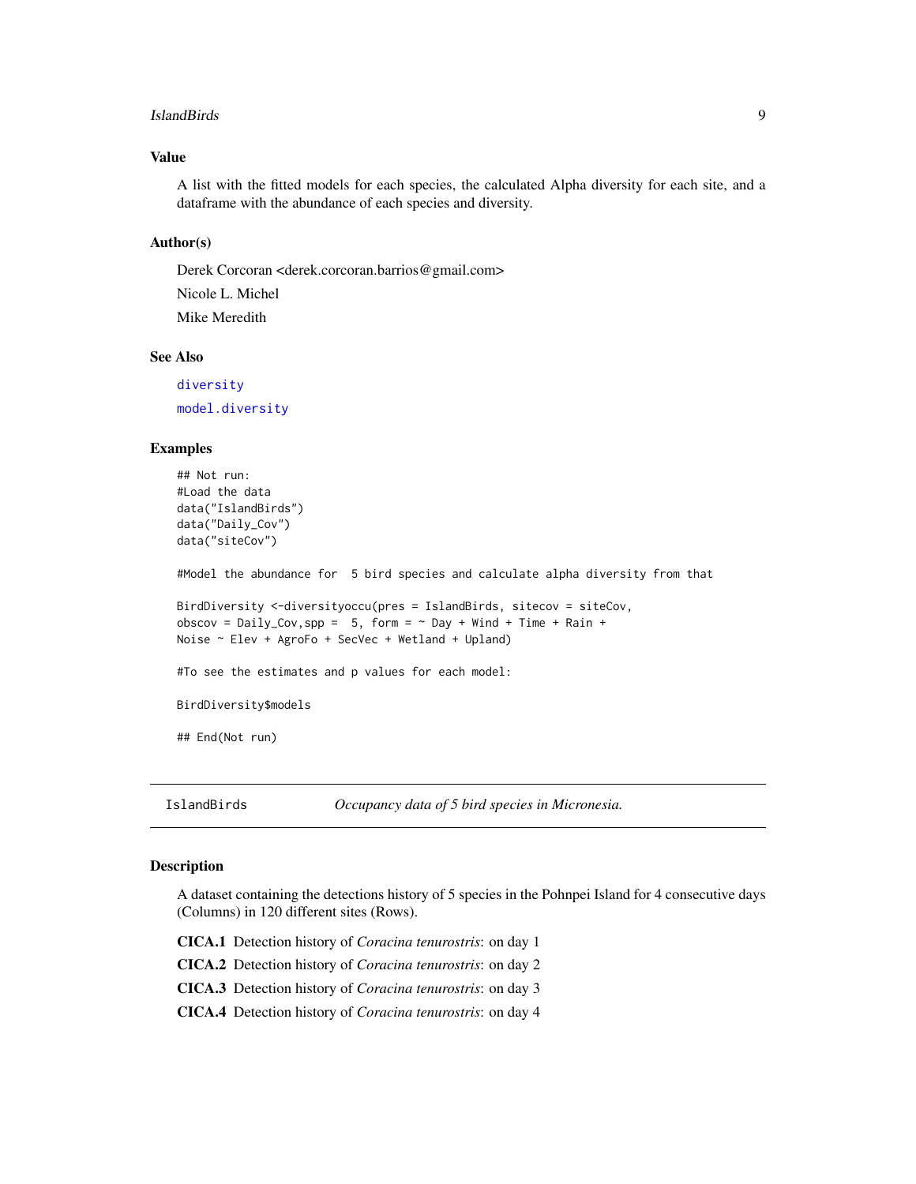### Value

A list with the fitted models for each species, the calculated Alpha diversity for each site, and a dataframe with the abundance of each species and diversity.

### Author(s)

Derek Corcoran <derek.corcoran.barrios@gmail.com>

Nicole L. Michel

Mike Meredith

### See Also

diversity

model.diversity

### Examples

```
## Not run:
#Load the data
data("IslandBirds")
data("Daily_Cov")
data("siteCov")

#Model the abundance for  5 bird species and calculate alpha diversity from that

BirdDiversity <-diversityoccu(pres = IslandBirds, sitecov = siteCov,
obscov = Daily_Cov,spp =  5, form = ~ Day + Wind + Time + Rain +
Noise ~ Elev + AgroFo + SecVec + Wetland + Upland)

#To see the estimates and p values for each model:

BirdDiversity$models

## End(Not run)
```

---

## IslandBirds — *Occupancy data of 5 bird species in Micronesia.*

### Description

A dataset containing the detections history of 5 species in the Pohnpei Island for 4 consecutive days (Columns) in 120 different sites (Rows).

- **CICA.1** Detection history of *Coracina tenurostris*: on day 1
- **CICA.2** Detection history of *Coracina tenurostris*: on day 2
- **CICA.3** Detection history of *Coracina tenurostris*: on day 3
- **CICA.4** Detection history of *Coracina tenurostris*: on day 4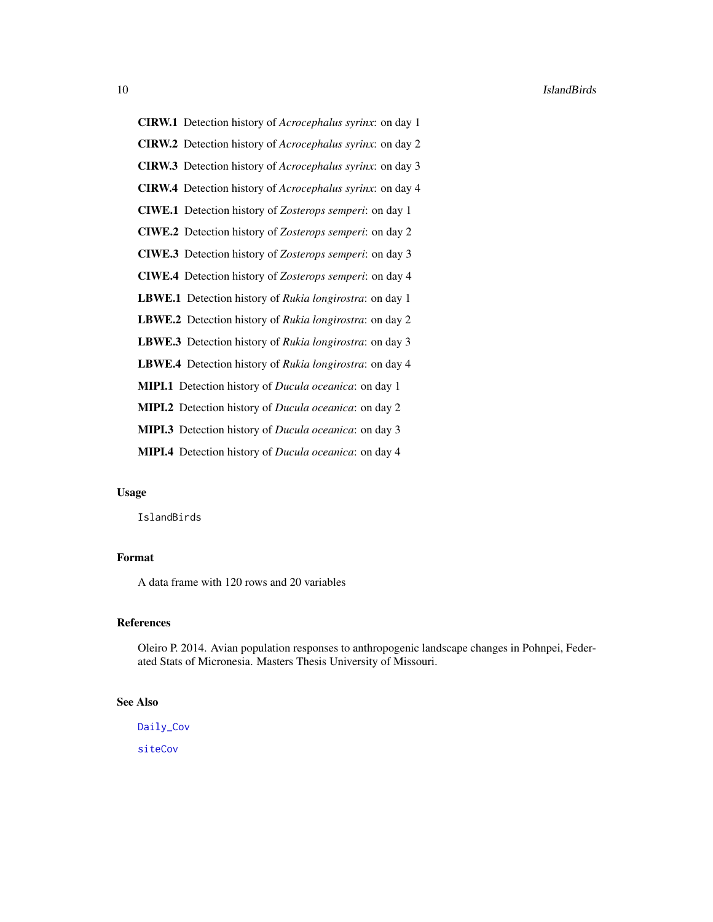**CIRW.1** Detection history of *Acrocephalus syrinx*: on day 1

**CIRW.2** Detection history of *Acrocephalus syrinx*: on day 2

**CIRW.3** Detection history of *Acrocephalus syrinx*: on day 3

**CIRW.4** Detection history of *Acrocephalus syrinx*: on day 4

**CIWE.1** Detection history of *Zosterops semperi*: on day 1

**CIWE.2** Detection history of *Zosterops semperi*: on day 2

**CIWE.3** Detection history of *Zosterops semperi*: on day 3

**CIWE.4** Detection history of *Zosterops semperi*: on day 4

**LBWE.1** Detection history of *Rukia longirostra*: on day 1

**LBWE.2** Detection history of *Rukia longirostra*: on day 2

**LBWE.3** Detection history of *Rukia longirostra*: on day 3

**LBWE.4** Detection history of *Rukia longirostra*: on day 4

**MIPI.1** Detection history of *Ducula oceanica*: on day 1

**MIPI.2** Detection history of *Ducula oceanica*: on day 2

**MIPI.3** Detection history of *Ducula oceanica*: on day 3

**MIPI.4** Detection history of *Ducula oceanica*: on day 4

### Usage

```
IslandBirds
```

### Format

A data frame with 120 rows and 20 variables

### References

Oleiro P. 2014. Avian population responses to anthropogenic landscape changes in Pohnpei, Federated Stats of Micronesia. Masters Thesis University of Missouri.

### See Also

`Daily_Cov`

`siteCov`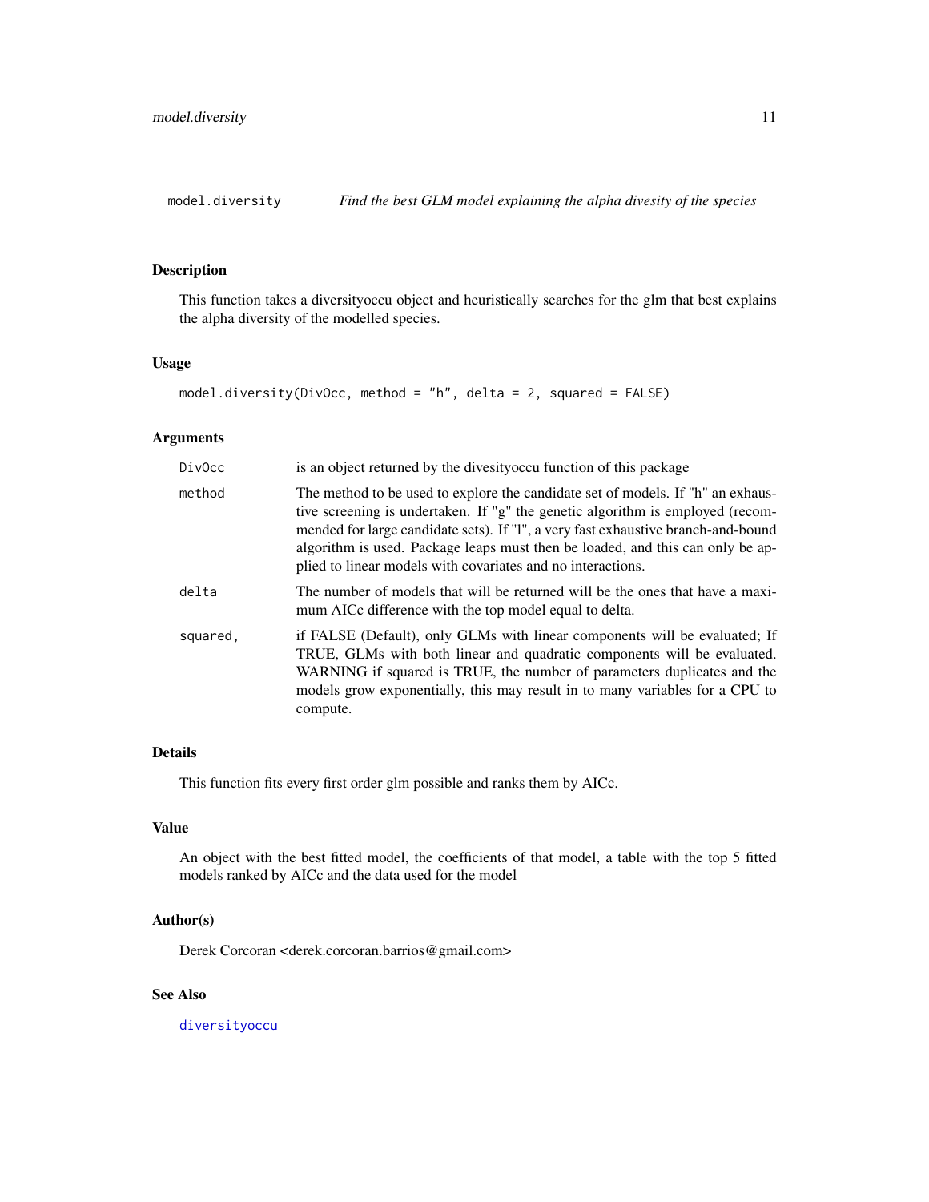## model.diversity — *Find the best GLM model explaining the alpha divesity of the species*

### Description

This function takes a diversityoccu object and heuristically searches for the glm that best explains the alpha diversity of the modelled species.

### Usage

```
model.diversity(DivOcc, method = "h", delta = 2, squared = FALSE)
```

### Arguments

| | |
|---|---|
| `DivOcc` | is an object returned by the divesityoccu function of this package |
| `method` | The method to be used to explore the candidate set of models. If "h" an exhaustive screening is undertaken. If "g" the genetic algorithm is employed (recommended for large candidate sets). If "l", a very fast exhaustive branch-and-bound algorithm is used. Package leaps must then be loaded, and this can only be applied to linear models with covariates and no interactions. |
| `delta` | The number of models that will be returned will be the ones that have a maximum AICc difference with the top model equal to delta. |
| `squared,` | if FALSE (Default), only GLMs with linear components will be evaluated; If TRUE, GLMs with both linear and quadratic components will be evaluated. WARNING if squared is TRUE, the number of parameters duplicates and the models grow exponentially, this may result in to many variables for a CPU to compute. |

### Details

This function fits every first order glm possible and ranks them by AICc.

### Value

An object with the best fitted model, the coefficients of that model, a table with the top 5 fitted models ranked by AICc and the data used for the model

### Author(s)

Derek Corcoran <derek.corcoran.barrios@gmail.com>

### See Also

diversityoccu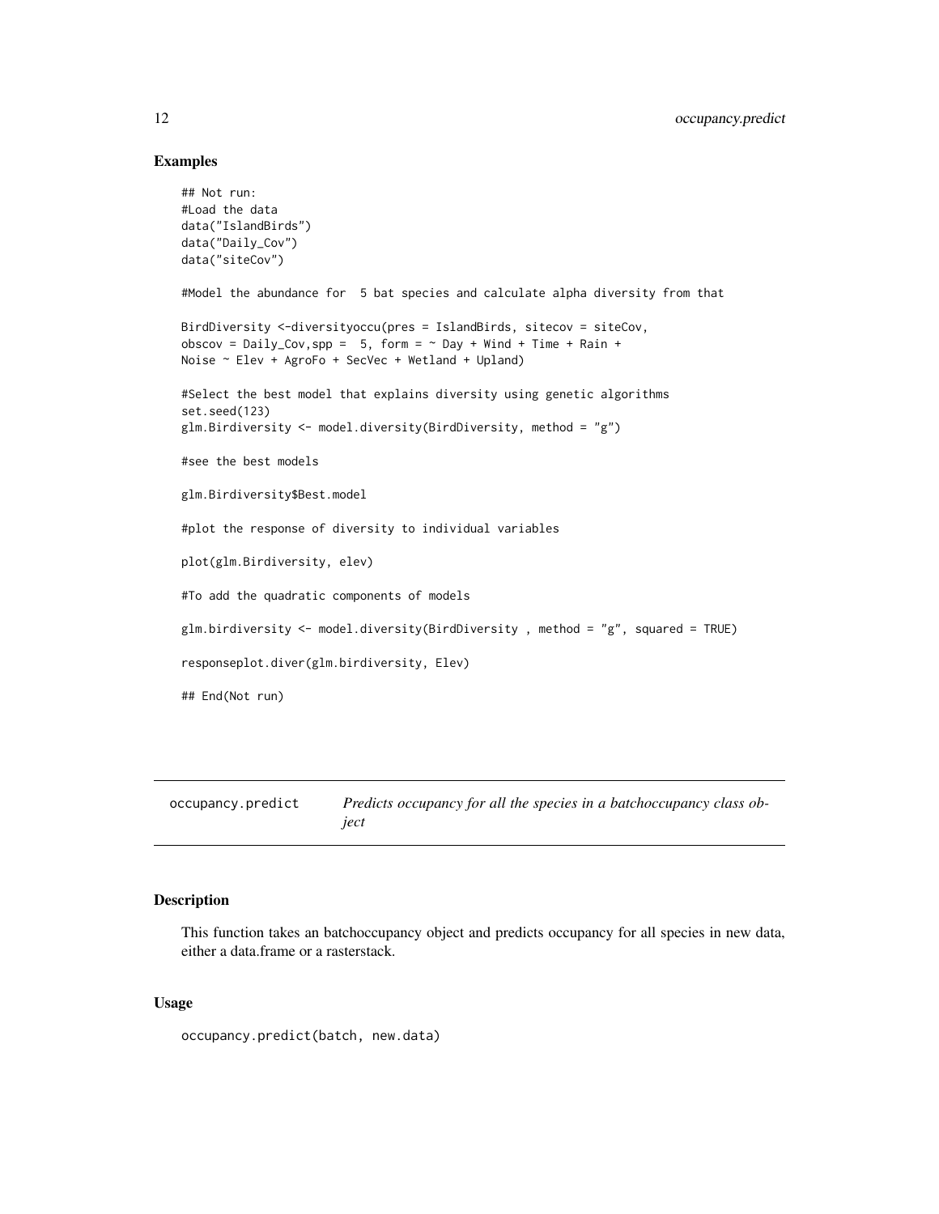## Examples

```
## Not run:
#Load the data
data("IslandBirds")
data("Daily_Cov")
data("siteCov")

#Model the abundance for  5 bat species and calculate alpha diversity from that

BirdDiversity <-diversityoccu(pres = IslandBirds, sitecov = siteCov,
obscov = Daily_Cov,spp =  5, form = ~ Day + Wind + Time + Rain +
Noise ~ Elev + AgroFo + SecVec + Wetland + Upland)

#Select the best model that explains diversity using genetic algorithms
set.seed(123)
glm.Birdiversity <- model.diversity(BirdDiversity, method = "g")

#see the best models

glm.Birdiversity$Best.model

#plot the response of diversity to individual variables

plot(glm.Birdiversity, elev)

#To add the quadratic components of models

glm.birdiversity <- model.diversity(BirdDiversity , method = "g", squared = TRUE)

responseplot.diver(glm.birdiversity, Elev)

## End(Not run)
```

---

`occupancy.predict` *Predicts occupancy for all the species in a batchoccupancy class object*

---

## Description

This function takes an batchoccupancy object and predicts occupancy for all species in new data, either a data.frame or a rasterstack.

## Usage

```
occupancy.predict(batch, new.data)
```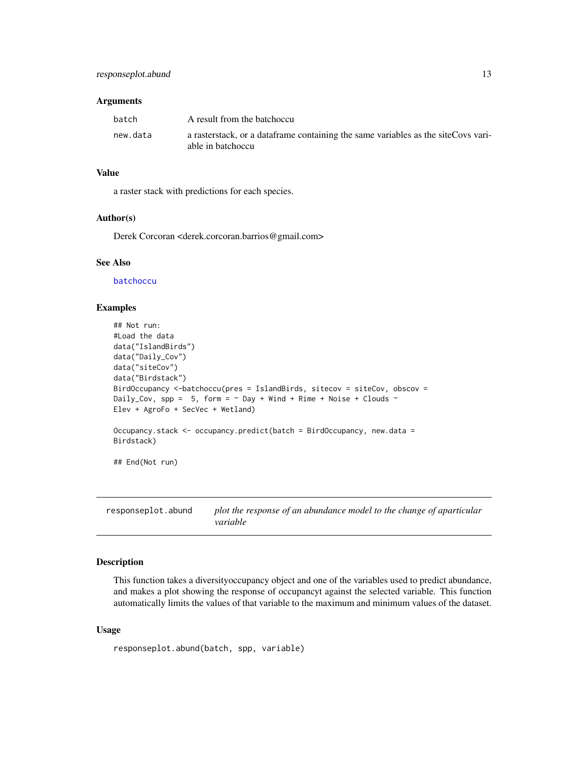### Arguments

| | |
|---|---|
| batch | A result from the batchoccu |
| new.data | a rasterstack, or a dataframe containing the same variables as the siteCovs variable in batchoccu |

### Value

a raster stack with predictions for each species.

### Author(s)

Derek Corcoran <derek.corcoran.barrios@gmail.com>

### See Also

batchoccu

### Examples

```
## Not run:
#Load the data
data("IslandBirds")
data("Daily_Cov")
data("siteCov")
data("Birdstack")
BirdOccupancy <-batchoccu(pres = IslandBirds, sitecov = siteCov, obscov =
Daily_Cov, spp =  5, form = ~ Day + Wind + Rime + Noise + Clouds ~
Elev + AgroFo + SecVec + Wetland)

Occupancy.stack <- occupancy.predict(batch = BirdOccupancy, new.data =
Birdstack)

## End(Not run)
```

---

## responseplot.abund — *plot the response of an abundance model to the change of aparticular variable*

### Description

This function takes a diversityoccupancy object and one of the variables used to predict abundance, and makes a plot showing the response of occupancyt against the selected variable. This function automatically limits the values of that variable to the maximum and minimum values of the dataset.

### Usage

```
responseplot.abund(batch, spp, variable)
```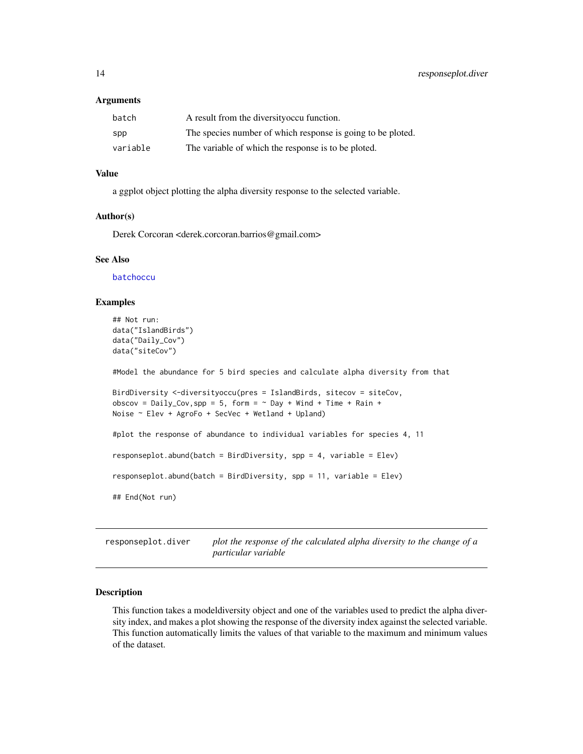### Arguments

| | |
|---|---|
| batch | A result from the diversityoccu function. |
| spp | The species number of which response is going to be ploted. |
| variable | The variable of which the response is to be ploted. |

### Value

a ggplot object plotting the alpha diversity response to the selected variable.

### Author(s)

Derek Corcoran <derek.corcoran.barrios@gmail.com>

### See Also

batchoccu

### Examples

```
## Not run:
data("IslandBirds")
data("Daily_Cov")
data("siteCov")

#Model the abundance for 5 bird species and calculate alpha diversity from that

BirdDiversity <-diversityoccu(pres = IslandBirds, sitecov = siteCov,
obscov = Daily_Cov,spp = 5, form = ~ Day + Wind + Time + Rain +
Noise ~ Elev + AgroFo + SecVec + Wetland + Upland)

#plot the response of abundance to individual variables for species 4, 11

responseplot.abund(batch = BirdDiversity, spp = 4, variable = Elev)

responseplot.abund(batch = BirdDiversity, spp = 11, variable = Elev)

## End(Not run)
```

---

## responseplot.diver — *plot the response of the calculated alpha diversity to the change of a particular variable*

---

### Description

This function takes a modeldiversity object and one of the variables used to predict the alpha diversity index, and makes a plot showing the response of the diversity index against the selected variable. This function automatically limits the values of that variable to the maximum and minimum values of the dataset.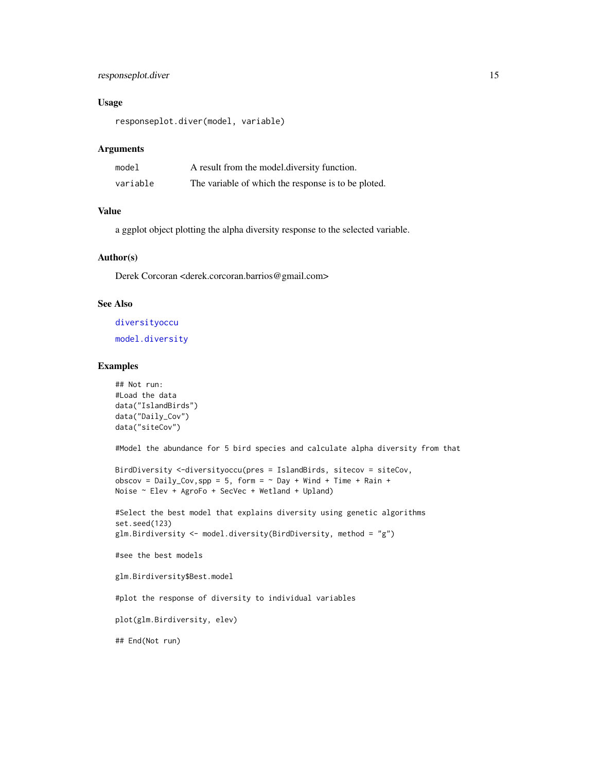## Usage

```
responseplot.diver(model, variable)
```

## Arguments

| | |
|---|---|
| model | A result from the model.diversity function. |
| variable | The variable of which the response is to be ploted. |

## Value

a ggplot object plotting the alpha diversity response to the selected variable.

## Author(s)

Derek Corcoran <derek.corcoran.barrios@gmail.com>

## See Also

diversityoccu

model.diversity

## Examples

```
## Not run:
#Load the data
data("IslandBirds")
data("Daily_Cov")
data("siteCov")

#Model the abundance for 5 bird species and calculate alpha diversity from that

BirdDiversity <-diversityoccu(pres = IslandBirds, sitecov = siteCov,
obscov = Daily_Cov,spp = 5, form = ~ Day + Wind + Time + Rain +
Noise ~ Elev + AgroFo + SecVec + Wetland + Upland)

#Select the best model that explains diversity using genetic algorithms
set.seed(123)
glm.Birdiversity <- model.diversity(BirdDiversity, method = "g")

#see the best models

glm.Birdiversity$Best.model

#plot the response of diversity to individual variables

plot(glm.Birdiversity, elev)

## End(Not run)
```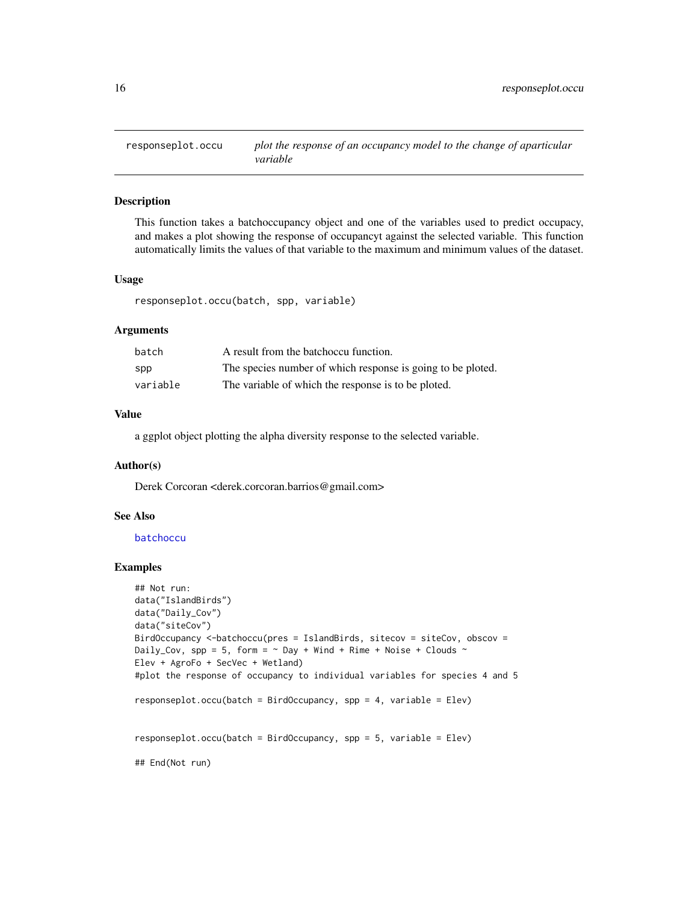# responseplot.occu — *plot the response of an occupancy model to the change of aparticular variable*

## Description

This function takes a batchoccupancy object and one of the variables used to predict occupacy, and makes a plot showing the response of occupancyt against the selected variable. This function automatically limits the values of that variable to the maximum and minimum values of the dataset.

## Usage

```
responseplot.occu(batch, spp, variable)
```

## Arguments

| | |
|---|---|
| batch | A result from the batchoccu function. |
| spp | The species number of which response is going to be ploted. |
| variable | The variable of which the response is to be ploted. |

## Value

a ggplot object plotting the alpha diversity response to the selected variable.

## Author(s)

Derek Corcoran <derek.corcoran.barrios@gmail.com>

## See Also

batchoccu

## Examples

```
## Not run:
data("IslandBirds")
data("Daily_Cov")
data("siteCov")
BirdOccupancy <-batchoccu(pres = IslandBirds, sitecov = siteCov, obscov =
Daily_Cov, spp = 5, form = ~ Day + Wind + Rime + Noise + Clouds ~
Elev + AgroFo + SecVec + Wetland)
#plot the response of occupancy to individual variables for species 4 and 5

responseplot.occu(batch = BirdOccupancy, spp = 4, variable = Elev)


responseplot.occu(batch = BirdOccupancy, spp = 5, variable = Elev)

## End(Not run)
```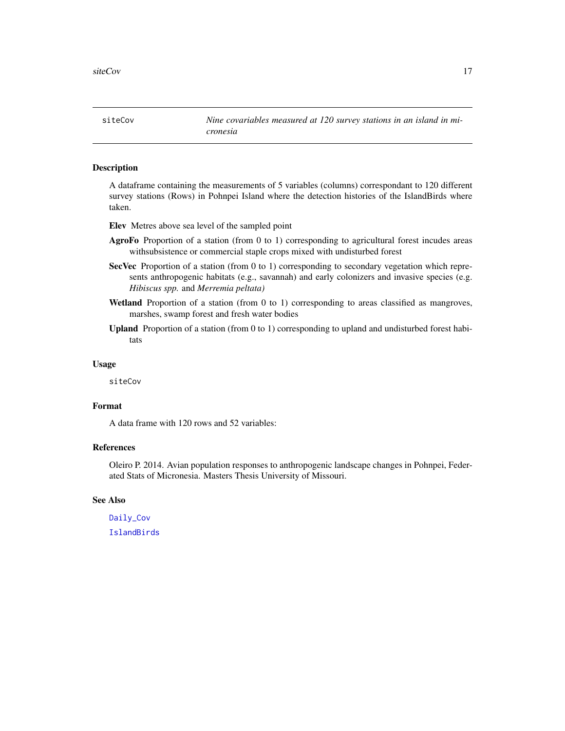# siteCov — *Nine covariables measured at 120 survey stations in an island in micronesia*

## Description

A dataframe containing the measurements of 5 variables (columns) correspondant to 120 different survey stations (Rows) in Pohnpei Island where the detection histories of the IslandBirds where taken.

- **Elev** Metres above sea level of the sampled point
- **AgroFo** Proportion of a station (from 0 to 1) corresponding to agricultural forest incudes areas withsubsistence or commercial staple crops mixed with undisturbed forest
- **SecVec** Proportion of a station (from 0 to 1) corresponding to secondary vegetation which represents anthropogenic habitats (e.g., savannah) and early colonizers and invasive species (e.g. *Hibiscus spp.* and *Merremia peltata)*
- **Wetland** Proportion of a station (from 0 to 1) corresponding to areas classified as mangroves, marshes, swamp forest and fresh water bodies
- **Upland** Proportion of a station (from 0 to 1) corresponding to upland and undisturbed forest habitats

## Usage

```
siteCov
```

## Format

A data frame with 120 rows and 52 variables:

## References

Oleiro P. 2014. Avian population responses to anthropogenic landscape changes in Pohnpei, Federated Stats of Micronesia. Masters Thesis University of Missouri.

## See Also

Daily_Cov

IslandBirds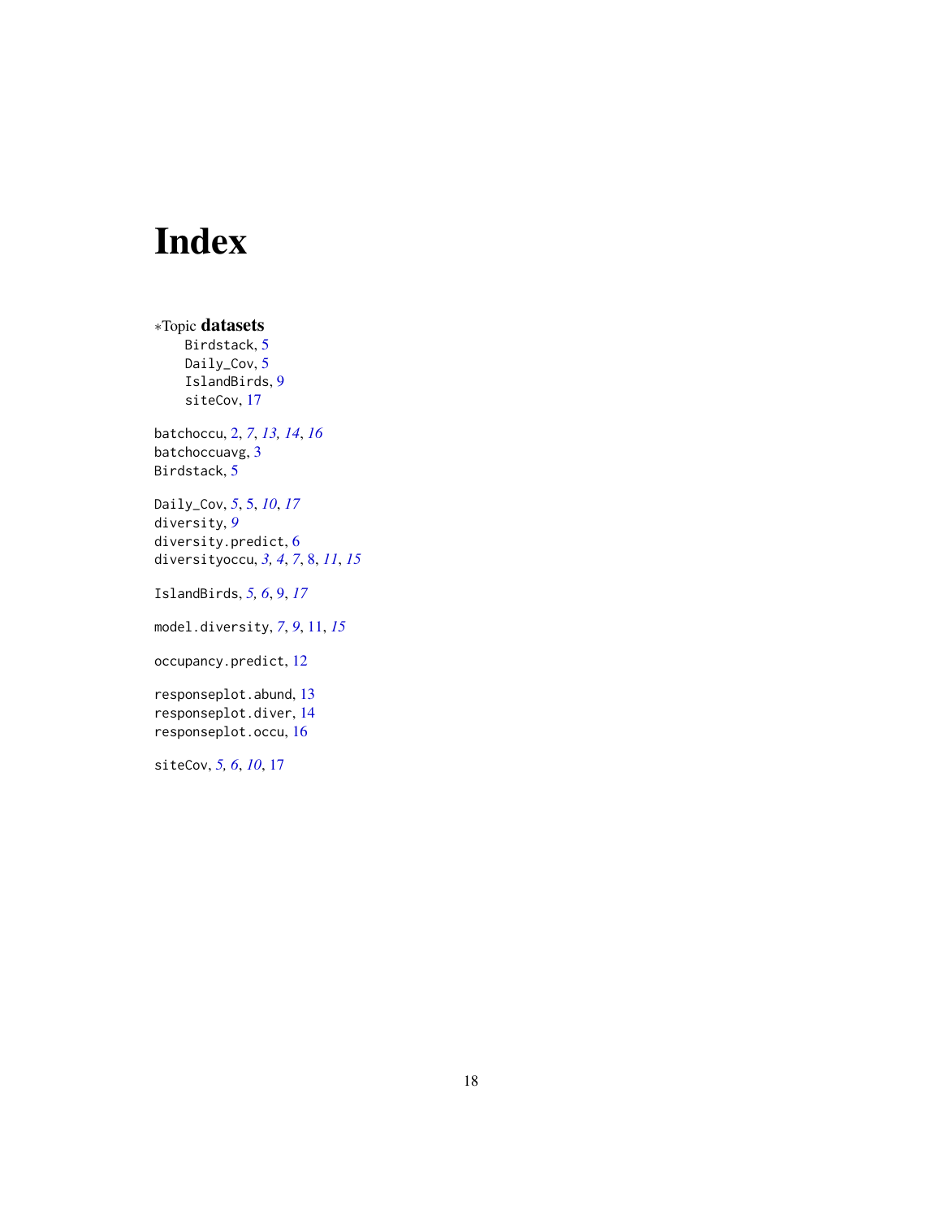# Index

*Topic **datasets**

- Birdstack, 5
- Daily_Cov, 5
- IslandBirds, 9
- siteCov, 17

batchoccu, 2, *7*, *13, 14*, *16*
batchoccuavg, 3
Birdstack, 5

Daily_Cov, *5*, 5, *10*, *17*
diversity, *9*
diversity.predict, 6
diversityoccu, *3, 4*, *7*, 8, *11*, *15*

IslandBirds, *5, 6*, 9, *17*

model.diversity, *7*, *9*, 11, *15*

occupancy.predict, 12

responseplot.abund, 13
responseplot.diver, 14
responseplot.occu, 16

siteCov, *5, 6*, *10*, 17